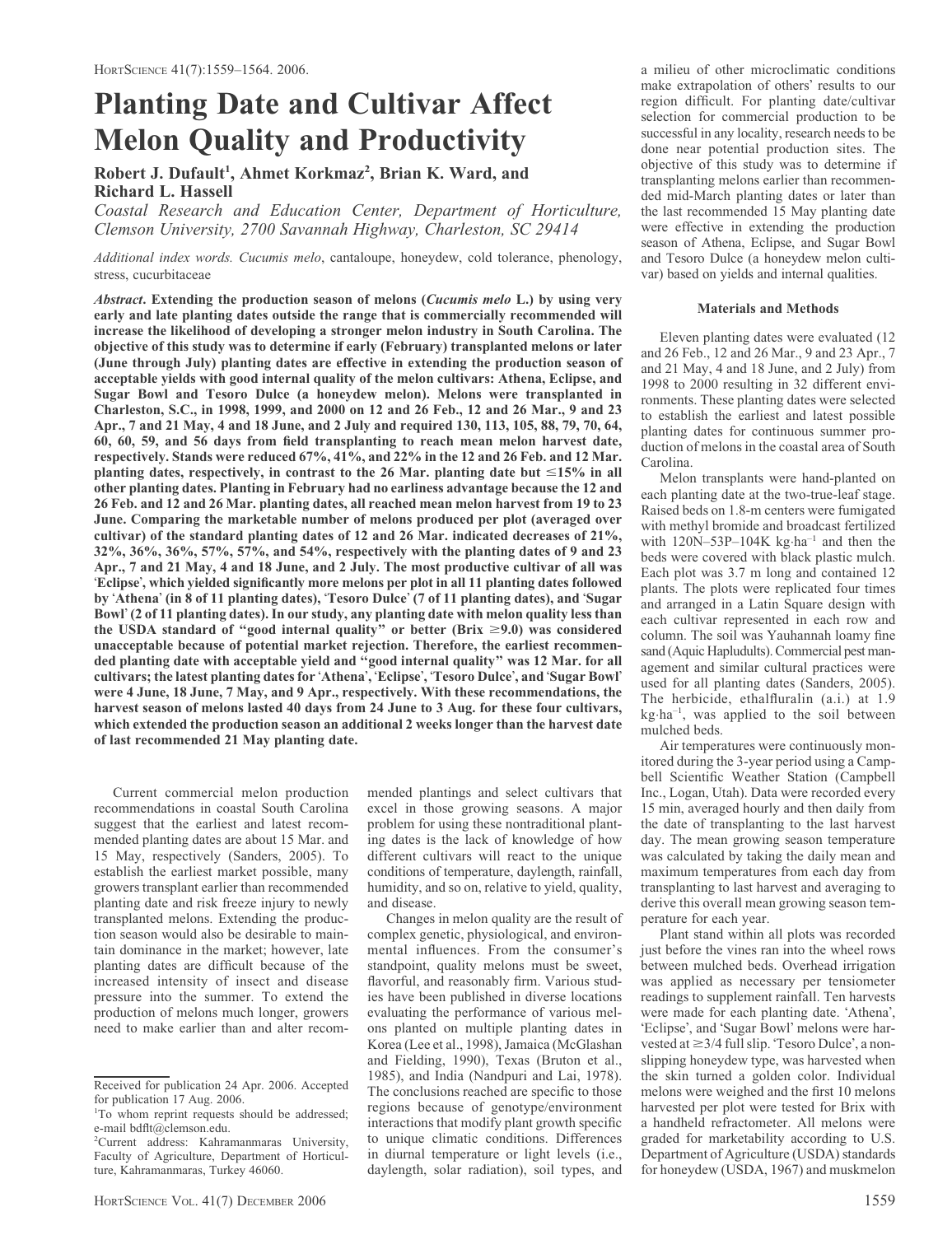# Planting Date and Cultivar Affect Melon Quality and Productivity

**Robert J. Dufault[1], Ahmet Korkmaz[2], Brian K. Ward, and Richard L. Hassell**

*Coastal Research and Education Center, Department of Horticulture, Clemson University, 2700 Savannah Highway, Charleston, SC 29414*

*Additional index words.* *Cucumis melo*, cantaloupe, honeydew, cold tolerance, phenology, stress, cucurbitaceae

***Abstract*. Extending the production season of melons (*Cucumis melo* L.) by using very early and late planting dates outside the range that is commercially recommended will increase the likelihood of developing a stronger melon industry in South Carolina. The objective of this study was to determine if early (February) transplanted melons or later (June through July) planting dates are effective in extending the production season of acceptable yields with good internal quality of the melon cultivars: Athena, Eclipse, and Sugar Bowl and Tesoro Dulce (a honeydew melon). Melons were transplanted in Charleston, S.C., in 1998, 1999, and 2000 on 12 and 26 Feb., 12 and 26 Mar., 9 and 23 Apr., 7 and 21 May, 4 and 18 June, and 2 July and required 130, 113, 105, 88, 79, 70, 64, 60, 60, 59, and 56 days from field transplanting to reach mean melon harvest date, respectively. Stands were reduced 67%, 41%, and 22% in the 12 and 26 Feb. and 12 Mar. planting dates, respectively, in contrast to the 26 Mar. planting date but ≤15% in all other planting dates. Planting in February had no earliness advantage because the 12 and 26 Feb. and 12 and 26 Mar. planting dates, all reached mean melon harvest from 19 to 23 June. Comparing the marketable number of melons produced per plot (averaged over cultivar) of the standard planting dates of 12 and 26 Mar. indicated decreases of 21%, 32%, 36%, 36%, 57%, 57%, and 54%, respectively with the planting dates of 9 and 23 Apr., 7 and 21 May, 4 and 18 June, and 2 July. The most productive cultivar of all was 'Eclipse', which yielded significantly more melons per plot in all 11 planting dates followed by 'Athena' (in 8 of 11 planting dates), 'Tesoro Dulce' (7 of 11 planting dates), and 'Sugar Bowl' (2 of 11 planting dates). In our study, any planting date with melon quality less than the USDA standard of "good internal quality" or better (Brix ≥9.0) was considered unacceptable because of potential market rejection. Therefore, the earliest recommended planting date with acceptable yield and "good internal quality" was 12 Mar. for all cultivars; the latest planting dates for 'Athena', 'Eclipse', 'Tesoro Dulce', and 'Sugar Bowl' were 4 June, 18 June, 7 May, and 9 Apr., respectively. With these recommendations, the harvest season of melons lasted 40 days from 24 June to 3 Aug. for these four cultivars, which extended the production season an additional 2 weeks longer than the harvest date of last recommended 21 May planting date.**

Current commercial melon production recommendations in coastal South Carolina suggest that the earliest and latest recommended planting dates are about 15 Mar. and 15 May, respectively (Sanders, 2005). To establish the earliest market possible, many growers transplant earlier than recommended planting date and risk freeze injury to newly transplanted melons. Extending the production season would also be desirable to maintain dominance in the market; however, late planting dates are difficult because of the increased intensity of insect and disease pressure into the summer. To extend the production of melons much longer, growers need to make earlier than and alter recommended plantings and select cultivars that excel in those growing seasons. A major problem for using these nontraditional planting dates is the lack of knowledge of how different cultivars will react to the unique conditions of temperature, daylength, rainfall, humidity, and so on, relative to yield, quality, and disease.

Changes in melon quality are the result of complex genetic, physiological, and environmental influences. From the consumer's standpoint, quality melons must be sweet, flavorful, and reasonably firm. Various studies have been published in diverse locations evaluating the performance of various melons planted on multiple planting dates in Korea (Lee et al., 1998), Jamaica (McGlashan and Fielding, 1990), Texas (Bruton et al., 1985), and India (Nandpuri and Lai, 1978). The conclusions reached are specific to those regions because of genotype/environment interactions that modify plant growth specific to unique climatic conditions. Differences in diurnal temperature or light levels (i.e., daylength, solar radiation), soil types, and a milieu of other microclimatic conditions make extrapolation of others' results to our region difficult. For planting date/cultivar selection for commercial production to be successful in any locality, research needs to be done near potential production sites. The objective of this study was to determine if transplanting melons earlier than recommended mid-March planting dates or later than the last recommended 15 May planting date were effective in extending the production season of Athena, Eclipse, and Sugar Bowl and Tesoro Dulce (a honeydew melon cultivar) based on yields and internal qualities.

## Materials and Methods

Eleven planting dates were evaluated (12 and 26 Feb., 12 and 26 Mar., 9 and 23 Apr., 7 and 21 May, 4 and 18 June, and 2 July) from 1998 to 2000 resulting in 32 different environments. These planting dates were selected to establish the earliest and latest possible planting dates for continuous summer production of melons in the coastal area of South Carolina.

Melon transplants were hand-planted on each planting date at the two-true-leaf stage. Raised beds on 1.8-m centers were fumigated with methyl bromide and broadcast fertilized with 120N–53P–104K kg·ha$^{-1}$ and then the beds were covered with black plastic mulch. Each plot was 3.7 m long and contained 12 plants. The plots were replicated four times and arranged in a Latin Square design with each cultivar represented in each row and column. The soil was Yauhannah loamy fine sand (Aquic Hapludults). Commercial pest management and similar cultural practices were used for all planting dates (Sanders, 2005). The herbicide, ethalfluralin (a.i.) at 1.9 kg·ha$^{-1}$, was applied to the soil between mulched beds.

Air temperatures were continuously monitored during the 3-year period using a Campbell Scientific Weather Station (Campbell Inc., Logan, Utah). Data were recorded every 15 min, averaged hourly and then daily from the date of transplanting to the last harvest day. The mean growing season temperature was calculated by taking the daily mean and maximum temperatures from each day from transplanting to last harvest and averaging to derive this overall mean growing season temperature for each year.

Plant stand within all plots was recorded just before the vines ran into the wheel rows between mulched beds. Overhead irrigation was applied as necessary per tensiometer readings to supplement rainfall. Ten harvests were made for each planting date. 'Athena', 'Eclipse', and 'Sugar Bowl' melons were harvested at ≥3/4 full slip. 'Tesoro Dulce', a nonslipping honeydew type, was harvested when the skin turned a golden color. Individual melons were weighed and the first 10 melons harvested per plot were tested for Brix with a handheld refractometer. All melons were graded for marketability according to U.S. Department of Agriculture (USDA) standards for honeydew (USDA, 1967) and muskmelon

Received for publication 24 Apr. 2006. Accepted for publication 17 Aug. 2006.

[1]To whom reprint requests should be addressed; e-mail bdflt@clemson.edu.

[2]Current address: Kahramanmaras University, Faculty of Agriculture, Department of Horticulture, Kahramanmaras, Turkey 46060.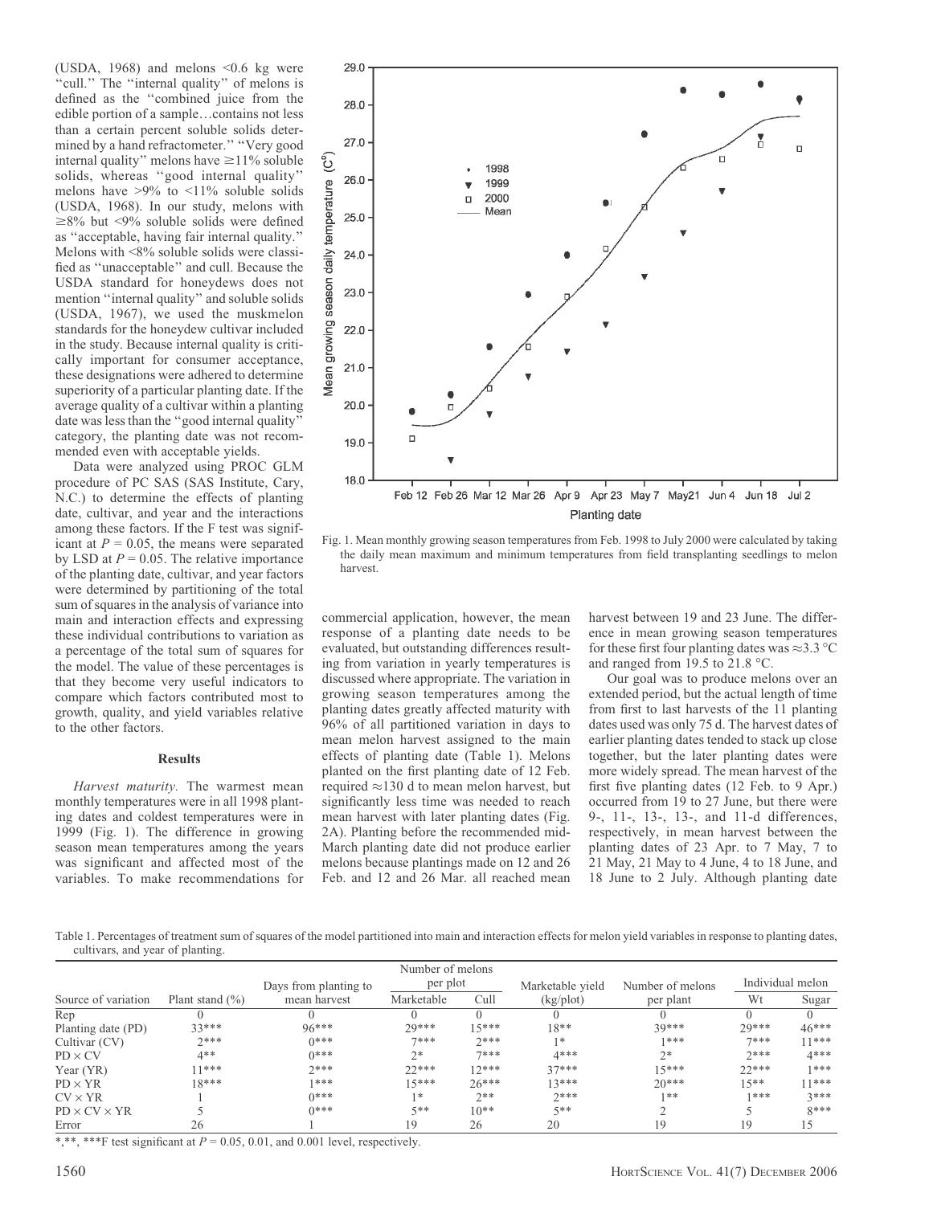(USDA, 1968) and melons <0.6 kg were "cull." The "internal quality" of melons is defined as the "combined juice from the edible portion of a sample…contains not less than a certain percent soluble solids determined by a hand refractometer." "Very good internal quality" melons have ≥11% soluble solids, whereas "good internal quality" melons have >9% to <11% soluble solids (USDA, 1968). In our study, melons with ≥8% but <9% soluble solids were defined as "acceptable, having fair internal quality." Melons with <8% soluble solids were classified as "unacceptable" and cull. Because the USDA standard for honeydews does not mention "internal quality" and soluble solids (USDA, 1967), we used the muskmelon standards for the honeydew cultivar included in the study. Because internal quality is critically important for consumer acceptance, these designations were adhered to determine superiority of a particular planting date. If the average quality of a cultivar within a planting date was less than the "good internal quality" category, the planting date was not recommended even with acceptable yields.

Data were analyzed using PROC GLM procedure of PC SAS (SAS Institute, Cary, N.C.) to determine the effects of planting date, cultivar, and year and the interactions among these factors. If the F test was significant at $P = 0.05$, the means were separated by LSD at $P = 0.05$. The relative importance of the planting date, cultivar, and year factors were determined by partitioning of the total sum of squares in the analysis of variance into main and interaction effects and expressing these individual contributions to variation as a percentage of the total sum of squares for the model. The value of these percentages is that they become very useful indicators to compare which factors contributed most to growth, quality, and yield variables relative to the other factors.

Fig. 1. Mean monthly growing season temperatures from Feb. 1998 to July 2000 were calculated by taking the daily mean maximum and minimum temperatures from field transplanting seedlings to melon harvest.

## Results

*Harvest maturity.* The warmest mean monthly temperatures were in all 1998 planting dates and coldest temperatures were in 1999 (Fig. 1). The difference in growing season mean temperatures among the years was significant and affected most of the variables. To make recommendations for commercial application, however, the mean response of a planting date needs to be evaluated, but outstanding differences resulting from variation in yearly temperatures is discussed where appropriate. The variation in growing season temperatures among the planting dates greatly affected maturity with 96% of all partitioned variation in days to mean melon harvest assigned to the main effects of planting date (Table 1). Melons planted on the first planting date of 12 Feb. required ≈130 d to mean melon harvest, but significantly less time was needed to reach mean harvest with later planting dates (Fig. 2A). Planting before the recommended mid-March planting date did not produce earlier melons because plantings made on 12 and 26 Feb. and 12 and 26 Mar. all reached mean harvest between 19 and 23 June. The difference in mean growing season temperatures for these first four planting dates was ≈3.3 °C and ranged from 19.5 to 21.8 °C.

Our goal was to produce melons over an extended period, but the actual length of time from first to last harvests of the 11 planting dates used was only 75 d. The harvest dates of earlier planting dates tended to stack up close together, but the later planting dates were more widely spread. The mean harvest of the first five planting dates (12 Feb. to 9 Apr.) occurred from 19 to 27 June, but there were 9-, 11-, 13-, 13-, and 11-d differences, respectively, in mean harvest between the planting dates of 23 Apr. to 7 May, 7 to 21 May, 21 May to 4 June, 4 to 18 June, and 18 June to 2 July. Although planting date

Table 1. Percentages of treatment sum of squares of the model partitioned into main and interaction effects for melon yield variables in response to planting dates, cultivars, and year of planting.

| Source of variation | Plant stand (%) | Days from planting to mean harvest | Number of melons per plot | | Marketable yield (kg/plot) | Number of melons per plant | Individual melon | |
|---|---|---|---|---|---|---|---|---|
| | | | Marketable | Cull | | | Wt | Sugar |
| Rep | 0 | 0 | 0 | 0 | 0 | 0 | 0 | 0 |
| Planting date (PD) | 33*** | 96*** | 29*** | 15*** | 18** | 39*** | 29*** | 46*** |
| Cultivar (CV) | 2*** | 0*** | 7*** | 2*** | 1* | 1*** | 7*** | 11*** |
| PD × CV | 4** | 0*** | 2* | 7*** | 4*** | 2* | 2*** | 4*** |
| Year (YR) | 11*** | 2*** | 22*** | 12*** | 37*** | 15*** | 22*** | 1*** |
| PD × YR | 18*** | 1*** | 15*** | 26*** | 13*** | 20*** | 15** | 11*** |
| CV × YR | 1 | 0*** | 1* | 2** | 2*** | 1** | 1*** | 3*** |
| PD × CV × YR | 5 | 0*** | 5** | 10** | 5** | 2 | 5 | 8*** |
| Error | 26 | 1 | 19 | 26 | 20 | 19 | 19 | 15 |

*,**,***F test significant at $P = 0.05$, 0.01, and 0.001 level, respectively.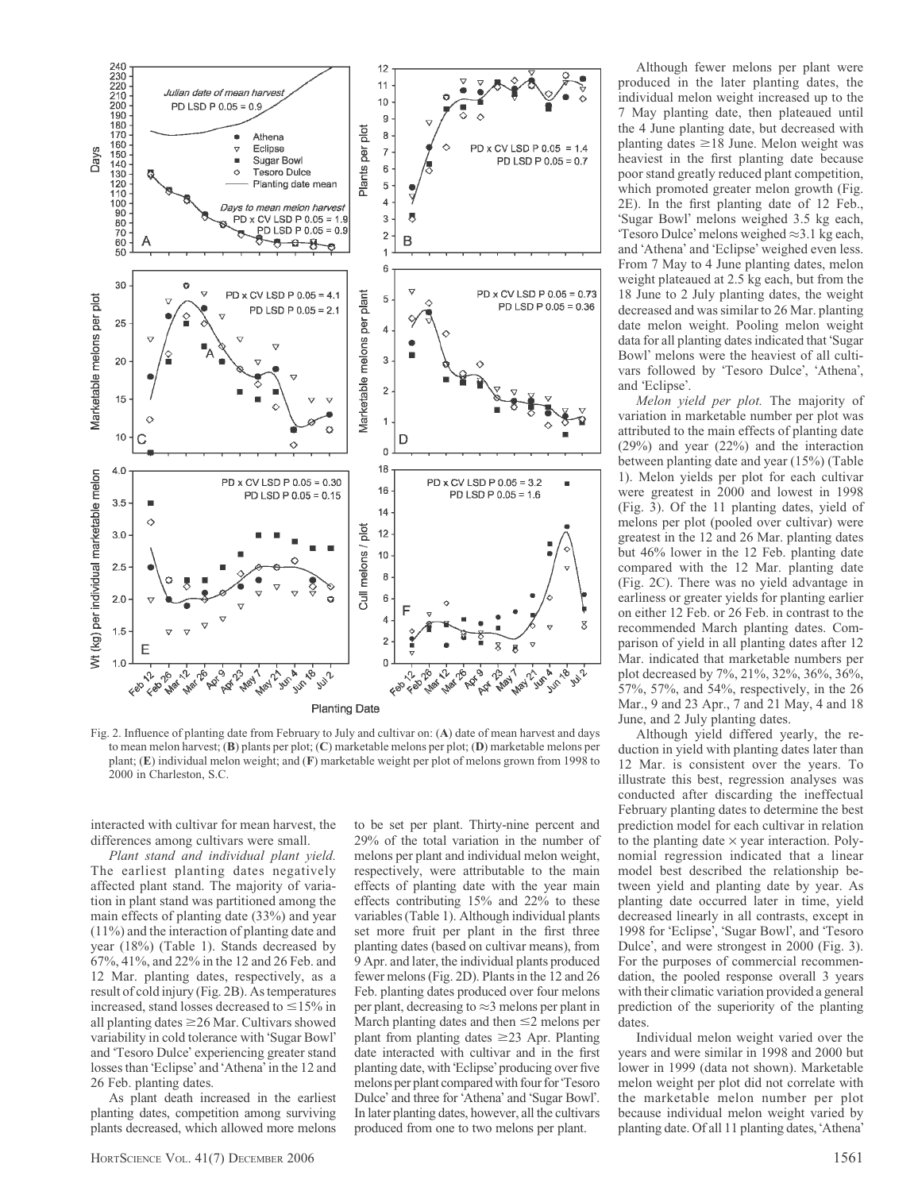Fig. 2. Influence of planting date from February to July and cultivar on: (**A**) date of mean harvest and days to mean melon harvest; (**B**) plants per plot; (**C**) marketable melons per plot; (**D**) marketable melons per plant; (**E**) individual melon weight; and (**F**) marketable weight per plot of melons grown from 1998 to 2000 in Charleston, S.C.

interacted with cultivar for mean harvest, the differences among cultivars were small.

*Plant stand and individual plant yield.* The earliest planting dates negatively affected plant stand. The majority of variation in plant stand was partitioned among the main effects of planting date (33%) and year (11%) and the interaction of planting date and year (18%) (Table 1). Stands decreased by 67%, 41%, and 22% in the 12 and 26 Feb. and 12 Mar. planting dates, respectively, as a result of cold injury (Fig. 2B). As temperatures increased, stand losses decreased to ≤15% in all planting dates ≥26 Mar. Cultivars showed variability in cold tolerance with 'Sugar Bowl' and 'Tesoro Dulce' experiencing greater stand losses than 'Eclipse' and 'Athena' in the 12 and 26 Feb. planting dates.

As plant death increased in the earliest planting dates, competition among surviving plants decreased, which allowed more melons to be set per plant. Thirty-nine percent and 29% of the total variation in the number of melons per plant and individual melon weight, respectively, were attributable to the main effects of planting date with the year main effects contributing 15% and 22% to these variables (Table 1). Although individual plants set more fruit per plant in the first three planting dates (based on cultivar means), from 9 Apr. and later, the individual plants produced fewer melons (Fig. 2D). Plants in the 12 and 26 Feb. planting dates produced over four melons per plant, decreasing to ≈3 melons per plant in March planting dates and then ≤2 melons per plant from planting dates ≥23 Apr. Planting date interacted with cultivar and in the first planting date, with 'Eclipse' producing over five melons per plant compared with four for 'Tesoro Dulce' and three for 'Athena' and 'Sugar Bowl'. In later planting dates, however, all the cultivars produced from one to two melons per plant.

Although fewer melons per plant were produced in the later planting dates, the individual melon weight increased up to the 7 May planting date, then plateaued until the 4 June planting date, but decreased with planting dates ≥18 June. Melon weight was heaviest in the first planting date because poor stand greatly reduced plant competition, which promoted greater melon growth (Fig. 2E). In the first planting date of 12 Feb., 'Sugar Bowl' melons weighed 3.5 kg each, 'Tesoro Dulce' melons weighed ≈3.1 kg each, and 'Athena' and 'Eclipse' weighed even less. From 7 May to 4 June planting dates, melon weight plateaued at 2.5 kg each, but from the 18 June to 2 July planting dates, the weight decreased and was similar to 26 Mar. planting date melon weight. Pooling melon weight data for all planting dates indicated that 'Sugar Bowl' melons were the heaviest of all cultivars followed by 'Tesoro Dulce', 'Athena', and 'Eclipse'.

*Melon yield per plot.* The majority of variation in marketable number per plot was attributed to the main effects of planting date (29%) and year (22%) and the interaction between planting date and year (15%) (Table 1). Melon yields per plot for each cultivar were greatest in 2000 and lowest in 1998 (Fig. 3). Of the 11 planting dates, yield of melons per plot (pooled over cultivar) were greatest in the 12 and 26 Mar. planting dates but 46% lower in the 12 Feb. planting date compared with the 12 Mar. planting date (Fig. 2C). There was no yield advantage in earliness or greater yields for planting earlier on either 12 Feb. or 26 Feb. in contrast to the recommended March planting dates. Comparison of yield in all planting dates after 12 Mar. indicated that marketable numbers per plot decreased by 7%, 21%, 32%, 36%, 36%, 57%, 57%, and 54%, respectively, in the 26 Mar., 9 and 23 Apr., 7 and 21 May, 4 and 18 June, and 2 July planting dates.

Although yield differed yearly, the reduction in yield with planting dates later than 12 Mar. is consistent over the years. To illustrate this best, regression analyses was conducted after discarding the ineffectual February planting dates to determine the best prediction model for each cultivar in relation to the planting date × year interaction. Polynomial regression indicated that a linear model best described the relationship between yield and planting date by year. As planting date occurred later in time, yield decreased linearly in all contrasts, except in 1998 for 'Eclipse', 'Sugar Bowl', and 'Tesoro Dulce', and were strongest in 2000 (Fig. 3). For the purposes of commercial recommendation, the pooled response overall 3 years with their climatic variation provided a general prediction of the superiority of the planting dates.

Individual melon weight varied over the years and were similar in 1998 and 2000 but lower in 1999 (data not shown). Marketable melon weight per plot did not correlate with the marketable melon number per plot because individual melon weight varied by planting date. Of all 11 planting dates, 'Athena'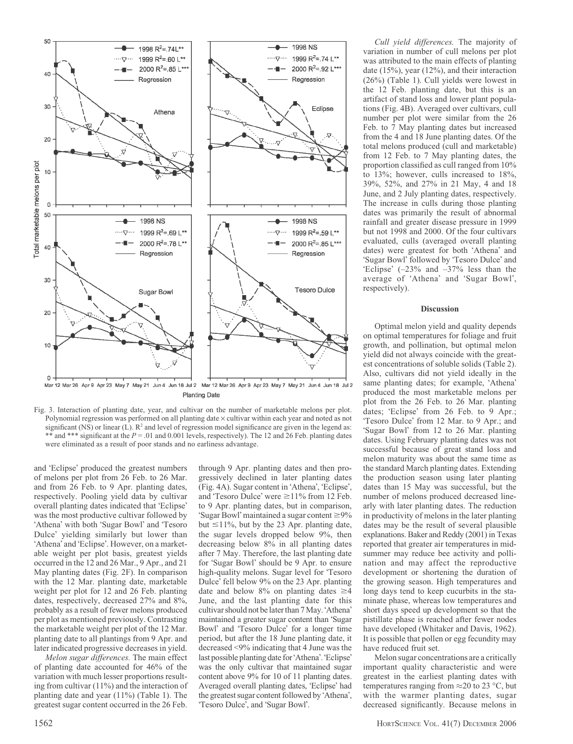Fig. 3. Interaction of planting date, year, and cultivar on the number of marketable melons per plot. Polynomial regression was performed on all planting date × cultivar within each year and noted as not significant (NS) or linear (L). $R^2$ and level of regression model significance are given in the legend as: ** and *** significant at the $P$ = .01 and 0.001 levels, respectively). The 12 and 26 Feb. planting dates were eliminated as a result of poor stands and no earliness advantage.

and 'Eclipse' produced the greatest numbers of melons per plot from 26 Feb. to 26 Mar. and from 26 Feb. to 9 Apr. planting dates, respectively. Pooling yield data by cultivar overall planting dates indicated that 'Eclipse' was the most productive cultivar followed by 'Athena' with both 'Sugar Bowl' and 'Tesoro Dulce' yielding similarly but lower than 'Athena' and 'Eclipse'. However, on a marketable weight per plot basis, greatest yields occurred in the 12 and 26 Mar., 9 Apr., and 21 May planting dates (Fig. 2F). In comparison with the 12 Mar. planting date, marketable weight per plot for 12 and 26 Feb. planting dates, respectively, decreased 27% and 8%, probably as a result of fewer melons produced per plot as mentioned previously. Contrasting the marketable weight per plot of the 12 Mar. planting date to all plantings from 9 Apr. and later indicated progressive decreases in yield.

*Melon sugar differences.* The main effect of planting date accounted for 46% of the variation with much lesser proportions resulting from cultivar (11%) and the interaction of planting date and year (11%) (Table 1). The greatest sugar content occurred in the 26 Feb. through 9 Apr. planting dates and then progressively declined in later planting dates (Fig. 4A). Sugar content in 'Athena', 'Eclipse', and 'Tesoro Dulce' were ≥11% from 12 Feb. to 9 Apr. planting dates, but in comparison, 'Sugar Bowl' maintained a sugar content ≥9% but ≤11%, but by the 23 Apr. planting date, the sugar levels dropped below 9%, then decreasing below 8% in all planting dates after 7 May. Therefore, the last planting date for 'Sugar Bowl' should be 9 Apr. to ensure high-quality melons. Sugar level for 'Tesoro Dulce' fell below 9% on the 23 Apr. planting date and below 8% on planting dates ≥4 June, and the last planting date for this cultivar should not be later than 7 May. 'Athena' maintained a greater sugar content than 'Sugar Bowl' and 'Tesoro Dulce' for a longer time period, but after the 18 June planting date, it decreased <9% indicating that 4 June was the last possible planting date for 'Athena'. 'Eclipse' was the only cultivar that maintained sugar content above 9% for 10 of 11 planting dates. Averaged overall planting dates, 'Eclipse' had the greatest sugar content followed by 'Athena', 'Tesoro Dulce', and 'Sugar Bowl'.

*Cull yield differences.* The majority of variation in number of cull melons per plot was attributed to the main effects of planting date (15%), year (12%), and their interaction (26%) (Table 1). Cull yields were lowest in the 12 Feb. planting date, but this is an artifact of stand loss and lower plant populations (Fig. 4B). Averaged over cultivars, cull number per plot were similar from the 26 Feb. to 7 May planting dates but increased from the 4 and 18 June planting dates. Of the total melons produced (cull and marketable) from 12 Feb. to 7 May planting dates, the proportion classified as cull ranged from 10% to 13%; however, culls increased to 18%, 39%, 52%, and 27% in 21 May, 4 and 18 June, and 2 July planting dates, respectively. The increase in culls during those planting dates was primarily the result of abnormal rainfall and greater disease pressure in 1999 but not 1998 and 2000. Of the four cultivars evaluated, culls (averaged overall planting dates) were greatest for both 'Athena' and 'Sugar Bowl' followed by 'Tesoro Dulce' and 'Eclipse' (–23% and –37% less than the average of 'Athena' and 'Sugar Bowl', respectively).

## Discussion

Optimal melon yield and quality depends on optimal temperatures for foliage and fruit growth, and pollination, but optimal melon yield did not always coincide with the greatest concentrations of soluble solids (Table 2). Also, cultivars did not yield ideally in the same planting dates; for example, 'Athena' produced the most marketable melons per plot from the 26 Feb. to 26 Mar. planting dates; 'Eclipse' from 26 Feb. to 9 Apr.; 'Tesoro Dulce' from 12 Mar. to 9 Apr.; and 'Sugar Bowl' from 12 to 26 Mar. planting dates. Using February planting dates was not successful because of great stand loss and melon maturity was about the same time as the standard March planting dates. Extending the production season using later planting dates than 15 May was successful, but the number of melons produced decreased linearly with later planting dates. The reduction in productivity of melons in the later planting dates may be the result of several plausible explanations. Baker and Reddy (2001) in Texas reported that greater air temperatures in midsummer may reduce bee activity and pollination and may affect the reproductive development or shortening the duration of the growing season. High temperatures and long days tend to keep cucurbits in the staminate phase, whereas low temperatures and short days speed up development so that the pistillate phase is reached after fewer nodes have developed (Whitaker and Davis, 1962). It is possible that pollen or egg fecundity may have reduced fruit set.

Melon sugar concentrations are a critically important quality characteristic and were greatest in the earliest planting dates with temperatures ranging from ≈20 to 23 °C, but with the warmer planting dates, sugar decreased significantly. Because melons in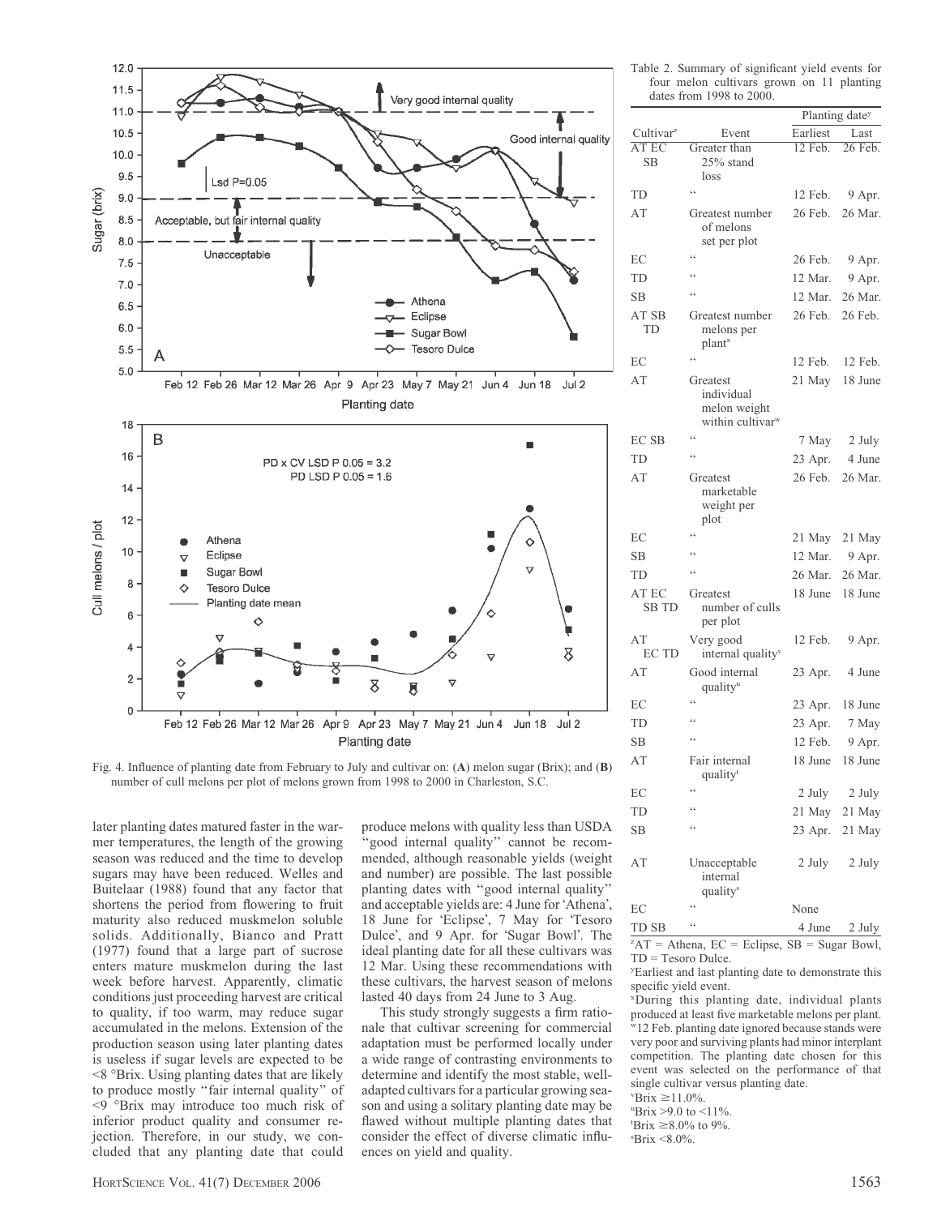Fig. 4. Influence of planting date from February to July and cultivar on: (**A**) melon sugar (Brix); and (**B**) number of cull melons per plot of melons grown from 1998 to 2000 in Charleston, S.C.

later planting dates matured faster in the warmer temperatures, the length of the growing season was reduced and the time to develop sugars may have been reduced. Welles and Buitelaar (1988) found that any factor that shortens the period from flowering to fruit maturity also reduced muskmelon soluble solids. Additionally, Bianco and Pratt (1977) found that a large part of sucrose enters mature muskmelon during the last week before harvest. Apparently, climatic conditions just proceeding harvest are critical to quality, if too warm, may reduce sugar accumulated in the melons. Extension of the production season using later planting dates is useless if sugar levels are expected to be <8 °Brix. Using planting dates that are likely to produce mostly "fair internal quality" of <9 °Brix may introduce too much risk of inferior product quality and consumer rejection. Therefore, in our study, we concluded that any planting date that could produce melons with quality less than USDA "good internal quality" cannot be recommended, although reasonable yields (weight and number) are possible. The last possible planting dates with "good internal quality" and acceptable yields are: 4 June for 'Athena', 18 June for 'Eclipse', 7 May for 'Tesoro Dulce', and 9 Apr. for 'Sugar Bowl'. The ideal planting date for all these cultivars was 12 Mar. Using these recommendations with these cultivars, the harvest season of melons lasted 40 days from 24 June to 3 Aug.

This study strongly suggests a firm rationale that cultivar screening for commercial adaptation must be performed locally under a wide range of contrasting environments to determine and identify the most stable, well-adapted cultivars for a particular growing season and using a solitary planting date may be flawed without multiple planting dates that consider the effect of diverse climatic influences on yield and quality.

Table 2. Summary of significant yield events for four melon cultivars grown on 11 planting dates from 1998 to 2000.

| Cultivar[z] | Event | Planting date[y] Earliest | Last |
|---|---|---|---|
| AT EC SB | Greater than 25% stand loss | 12 Feb. | 26 Feb. |
| TD | " | 12 Feb. | 9 Apr. |
| AT | Greatest number of melons set per plot | 26 Feb. | 26 Mar. |
| EC | " | 26 Feb. | 9 Apr. |
| TD | " | 12 Mar. | 9 Apr. |
| SB | " | 12 Mar. | 26 Mar. |
| AT SB TD | Greatest number melons per plant[x] | 26 Feb. | 26 Feb. |
| EC | " | 12 Feb. | 12 Feb. |
| AT | Greatest individual melon weight within cultivar[w] | 21 May | 18 June |
| EC SB | " | 7 May | 2 July |
| TD | " | 23 Apr. | 4 June |
| AT | Greatest marketable weight per plot | 26 Feb. | 26 Mar. |
| EC | " | 21 May | 21 May |
| SB | " | 12 Mar. | 9 Apr. |
| TD | " | 26 Mar. | 26 Mar. |
| AT EC SB TD | Greatest number of culls per plot | 18 June | 18 June |
| AT EC TD | Very good internal quality[v] | 12 Feb. | 9 Apr. |
| AT | Good internal quality[u] | 23 Apr. | 4 June |
| EC | " | 23 Apr. | 18 June |
| TD | " | 23 Apr. | 7 May |
| SB | " | 12 Feb. | 9 Apr. |
| AT | Fair internal quality[t] | 18 June | 18 June |
| EC | " | 2 July | 2 July |
| TD | " | 21 May | 21 May |
| SB | " | 23 Apr. | 21 May |
| AT | Unacceptable internal quality[s] | 2 July | 2 July |
| EC | " | None | |
| TD SB | " | 4 June | 2 July |

[z]AT = Athena, EC = Eclipse, SB = Sugar Bowl, TD = Tesoro Dulce.

[y]Earliest and last planting date to demonstrate this specific yield event.

[x]During this planting date, individual plants produced at least five marketable melons per plant.

[w]12 Feb. planting date ignored because stands were very poor and surviving plants had minor interplant competition. The planting date chosen for this event was selected on the performance of that single cultivar versus planting date.

[v]Brix ≥11.0%.

[u]Brix >9.0 to <11%.

[t]Brix ≥8.0% to 9%.

[s]Brix <8.0%.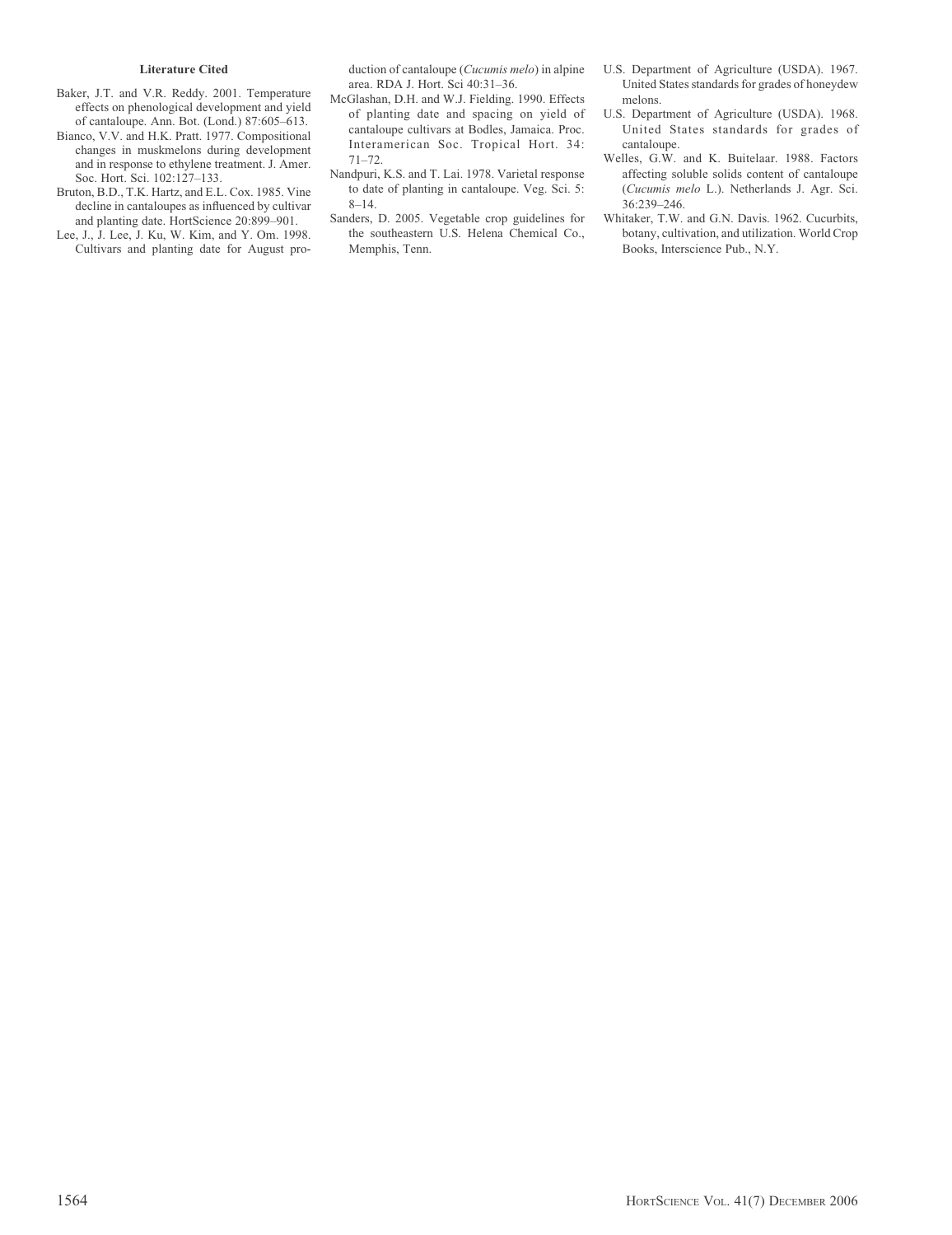### Literature Cited

Baker, J.T. and V.R. Reddy. 2001. Temperature effects on phenological development and yield of cantaloupe. Ann. Bot. (Lond.) 87:605–613.

Bianco, V.V. and H.K. Pratt. 1977. Compositional changes in muskmelons during development and in response to ethylene treatment. J. Amer. Soc. Hort. Sci. 102:127–133.

Bruton, B.D., T.K. Hartz, and E.L. Cox. 1985. Vine decline in cantaloupes as influenced by cultivar and planting date. HortScience 20:899–901.

Lee, J., J. Lee, J. Ku, W. Kim, and Y. Om. 1998. Cultivars and planting date for August production of cantaloupe (*Cucumis melo*) in alpine area. RDA J. Hort. Sci 40:31–36.

McGlashan, D.H. and W.J. Fielding. 1990. Effects of planting date and spacing on yield of cantaloupe cultivars at Bodles, Jamaica. Proc. Interamerican Soc. Tropical Hort. 34: 71–72.

Nandpuri, K.S. and T. Lai. 1978. Varietal response to date of planting in cantaloupe. Veg. Sci. 5: 8–14.

Sanders, D. 2005. Vegetable crop guidelines for the southeastern U.S. Helena Chemical Co., Memphis, Tenn.

U.S. Department of Agriculture (USDA). 1967. United States standards for grades of honeydew melons.

U.S. Department of Agriculture (USDA). 1968. United States standards for grades of cantaloupe.

Welles, G.W. and K. Buitelaar. 1988. Factors affecting soluble solids content of cantaloupe (*Cucumis melo* L.). Netherlands J. Agr. Sci. 36:239–246.

Whitaker, T.W. and G.N. Davis. 1962. Cucurbits, botany, cultivation, and utilization. World Crop Books, Interscience Pub., N.Y.